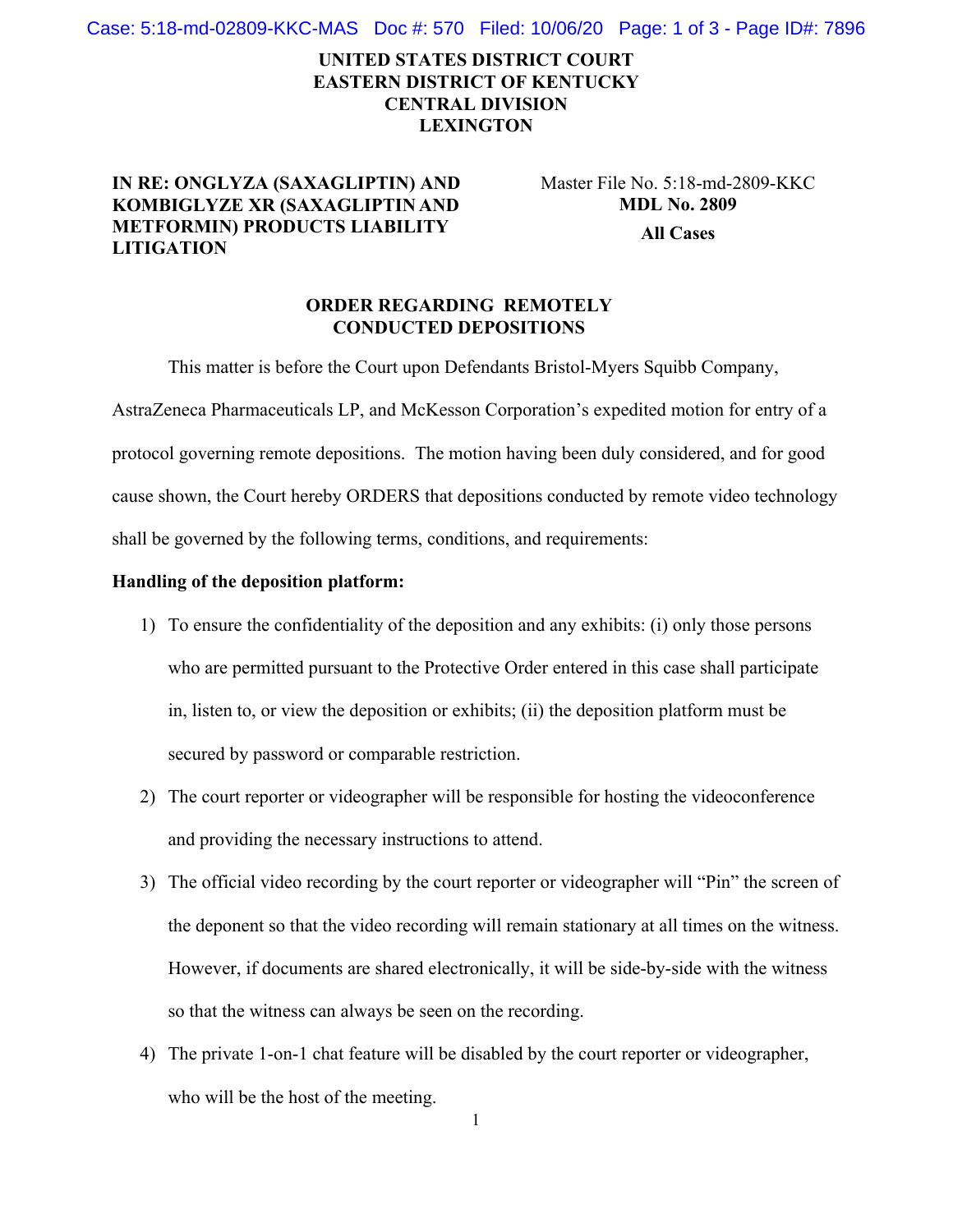**UNITED STATES DISTRICT COURT**
**EASTERN DISTRICT OF KENTUCKY**
**CENTRAL DIVISION**
**LEXINGTON**

**IN RE: ONGLYZA (SAXAGLIPTIN) AND KOMBIGLYZE XR (SAXAGLIPTIN AND METFORMIN) PRODUCTS LIABILITY LITIGATION**

Master File No. 5:18-md-2809-KKC
**MDL No. 2809**
**All Cases**

**ORDER REGARDING REMOTELY CONDUCTED DEPOSITIONS**

This matter is before the Court upon Defendants Bristol-Myers Squibb Company, AstraZeneca Pharmaceuticals LP, and McKesson Corporation's expedited motion for entry of a protocol governing remote depositions. The motion having been duly considered, and for good cause shown, the Court hereby ORDERS that depositions conducted by remote video technology shall be governed by the following terms, conditions, and requirements:

**Handling of the deposition platform:**

1) To ensure the confidentiality of the deposition and any exhibits: (i) only those persons who are permitted pursuant to the Protective Order entered in this case shall participate in, listen to, or view the deposition or exhibits; (ii) the deposition platform must be secured by password or comparable restriction.

2) The court reporter or videographer will be responsible for hosting the videoconference and providing the necessary instructions to attend.

3) The official video recording by the court reporter or videographer will "Pin" the screen of the deponent so that the video recording will remain stationary at all times on the witness. However, if documents are shared electronically, it will be side-by-side with the witness so that the witness can always be seen on the recording.

4) The private 1-on-1 chat feature will be disabled by the court reporter or videographer, who will be the host of the meeting.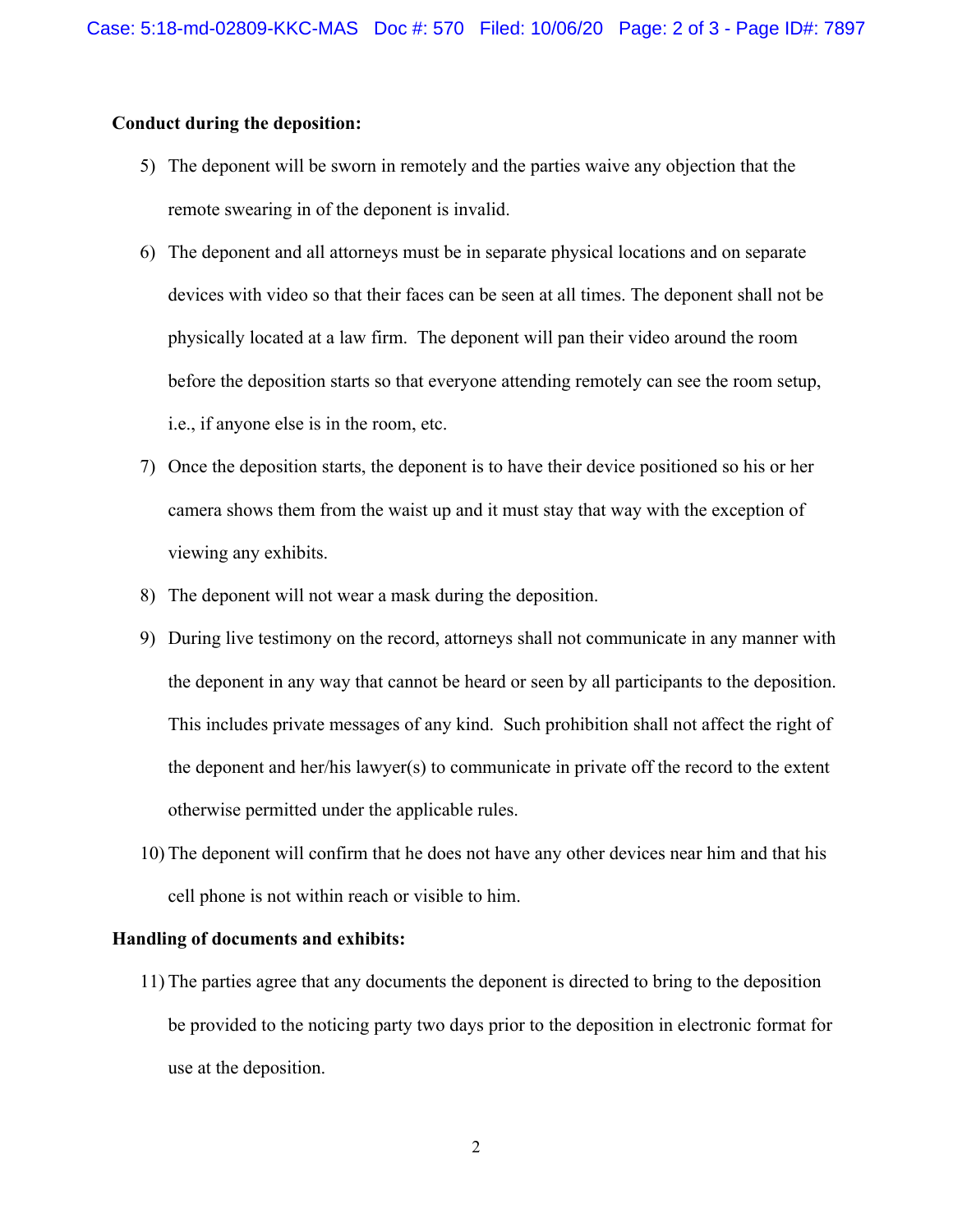**Conduct during the deposition:**

5) The deponent will be sworn in remotely and the parties waive any objection that the remote swearing in of the deponent is invalid.

6) The deponent and all attorneys must be in separate physical locations and on separate devices with video so that their faces can be seen at all times. The deponent shall not be physically located at a law firm. The deponent will pan their video around the room before the deposition starts so that everyone attending remotely can see the room setup, i.e., if anyone else is in the room, etc.

7) Once the deposition starts, the deponent is to have their device positioned so his or her camera shows them from the waist up and it must stay that way with the exception of viewing any exhibits.

8) The deponent will not wear a mask during the deposition.

9) During live testimony on the record, attorneys shall not communicate in any manner with the deponent in any way that cannot be heard or seen by all participants to the deposition. This includes private messages of any kind. Such prohibition shall not affect the right of the deponent and her/his lawyer(s) to communicate in private off the record to the extent otherwise permitted under the applicable rules.

10) The deponent will confirm that he does not have any other devices near him and that his cell phone is not within reach or visible to him.

**Handling of documents and exhibits:**

11) The parties agree that any documents the deponent is directed to bring to the deposition be provided to the noticing party two days prior to the deposition in electronic format for use at the deposition.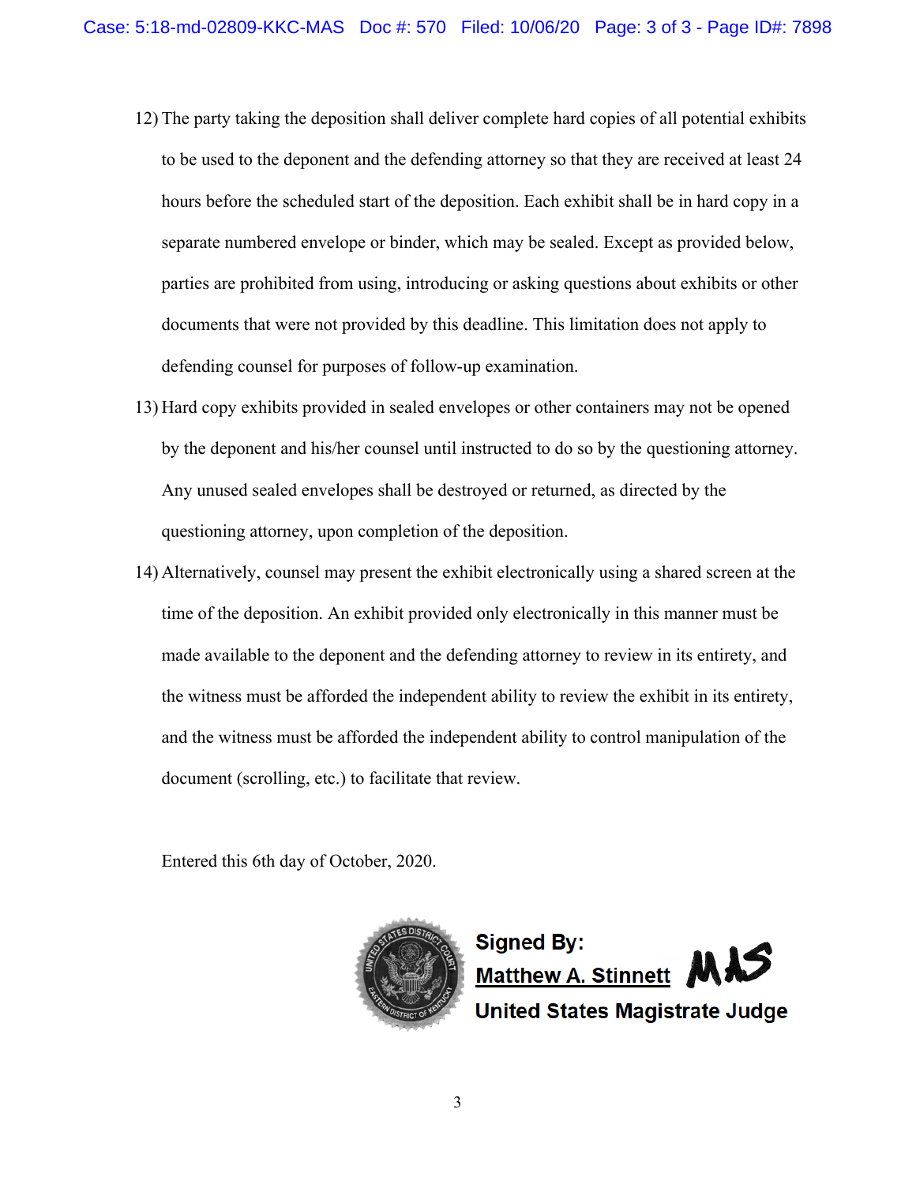12) The party taking the deposition shall deliver complete hard copies of all potential exhibits to be used to the deponent and the defending attorney so that they are received at least 24 hours before the scheduled start of the deposition. Each exhibit shall be in hard copy in a separate numbered envelope or binder, which may be sealed. Except as provided below, parties are prohibited from using, introducing or asking questions about exhibits or other documents that were not provided by this deadline. This limitation does not apply to defending counsel for purposes of follow-up examination.

13) Hard copy exhibits provided in sealed envelopes or other containers may not be opened by the deponent and his/her counsel until instructed to do so by the questioning attorney. Any unused sealed envelopes shall be destroyed or returned, as directed by the questioning attorney, upon completion of the deposition.

14) Alternatively, counsel may present the exhibit electronically using a shared screen at the time of the deposition. An exhibit provided only electronically in this manner must be made available to the deponent and the defending attorney to review in its entirety, and the witness must be afforded the independent ability to review the exhibit in its entirety, and the witness must be afforded the independent ability to control manipulation of the document (scrolling, etc.) to facilitate that review.

Entered this 6th day of October, 2020.

**Signed By:**
**Matthew A. Stinnett** MAS
**United States Magistrate Judge**